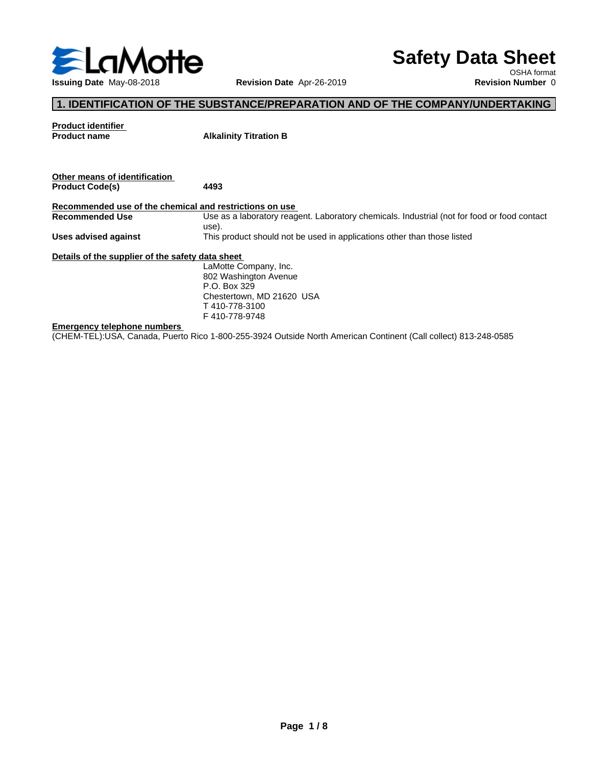LaMotte

# Safety Data Sheet

OSHA format

**Issuing Date** May-08-2018 **Revision Date** Apr-26-2019 **Revision Number** 0

## 1. IDENTIFICATION OF THE SUBSTANCE/PREPARATION AND OF THE COMPANY/UNDERTAKING

**Product identifier**

| | |
|---|---|
| **Product name** | **Alkalinity Titration B** |

**Other means of identification**

| | |
|---|---|
| **Product Code(s)** | **4493** |

**Recommended use of the chemical and restrictions on use**

| | |
|---|---|
| **Recommended Use** | Use as a laboratory reagent. Laboratory chemicals. Industrial (not for food or food contact use). |
| **Uses advised against** | This product should not be used in applications other than those listed |

**Details of the supplier of the safety data sheet**

LaMotte Company, Inc.
802 Washington Avenue
P.O. Box 329
Chestertown, MD 21620 USA
T 410-778-3100
F 410-778-9748

**Emergency telephone numbers**

(CHEM-TEL):USA, Canada, Puerto Rico 1-800-255-3924 Outside North American Continent (Call collect) 813-248-0585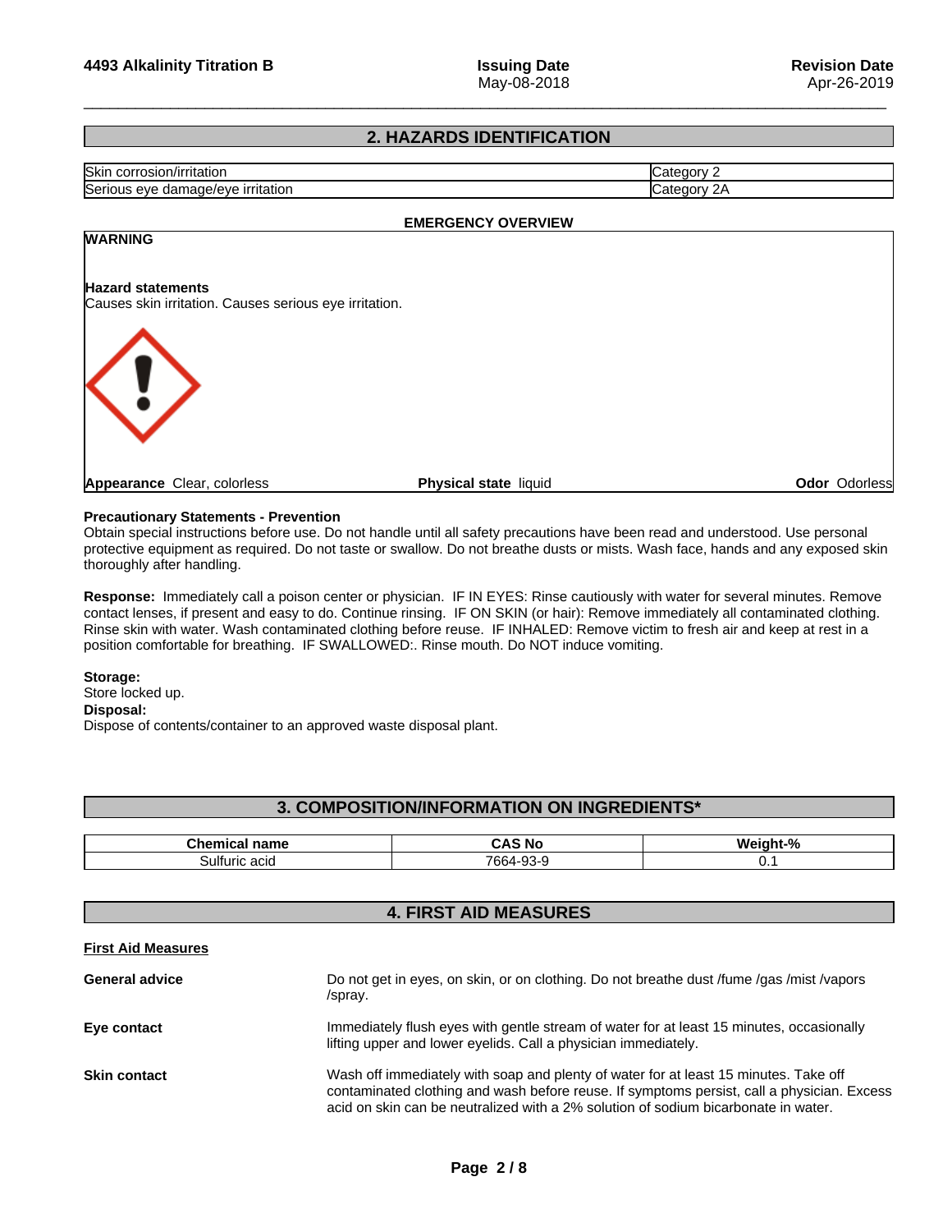## 2. HAZARDS IDENTIFICATION

| Skin corrosion/irritation | Category 2 |
| --- | --- |
| Serious eye damage/eye irritation | Category 2A |

**EMERGENCY OVERVIEW**

**WARNING**

**Hazard statements**
Causes skin irritation. Causes serious eye irritation.

**Appearance** Clear, colorless **Physical state** liquid **Odor** Odorless

**Precautionary Statements - Prevention**
Obtain special instructions before use. Do not handle until all safety precautions have been read and understood. Use personal protective equipment as required. Do not taste or swallow. Do not breathe dusts or mists. Wash face, hands and any exposed skin thoroughly after handling.

**Response:** Immediately call a poison center or physician. IF IN EYES: Rinse cautiously with water for several minutes. Remove contact lenses, if present and easy to do. Continue rinsing. IF ON SKIN (or hair): Remove immediately all contaminated clothing. Rinse skin with water. Wash contaminated clothing before reuse. IF INHALED: Remove victim to fresh air and keep at rest in a position comfortable for breathing. IF SWALLOWED:. Rinse mouth. Do NOT induce vomiting.

**Storage:**
Store locked up.
**Disposal:**
Dispose of contents/container to an approved waste disposal plant.

## 3. COMPOSITION/INFORMATION ON INGREDIENTS*

| Chemical name | CAS No | Weight-% |
| --- | --- | --- |
| Sulfuric acid | 7664-93-9 | 0.1 |

## 4. FIRST AID MEASURES

**First Aid Measures**

**General advice** Do not get in eyes, on skin, or on clothing. Do not breathe dust /fume /gas /mist /vapors /spray.

**Eye contact** Immediately flush eyes with gentle stream of water for at least 15 minutes, occasionally lifting upper and lower eyelids. Call a physician immediately.

**Skin contact** Wash off immediately with soap and plenty of water for at least 15 minutes. Take off contaminated clothing and wash before reuse. If symptoms persist, call a physician. Excess acid on skin can be neutralized with a 2% solution of sodium bicarbonate in water.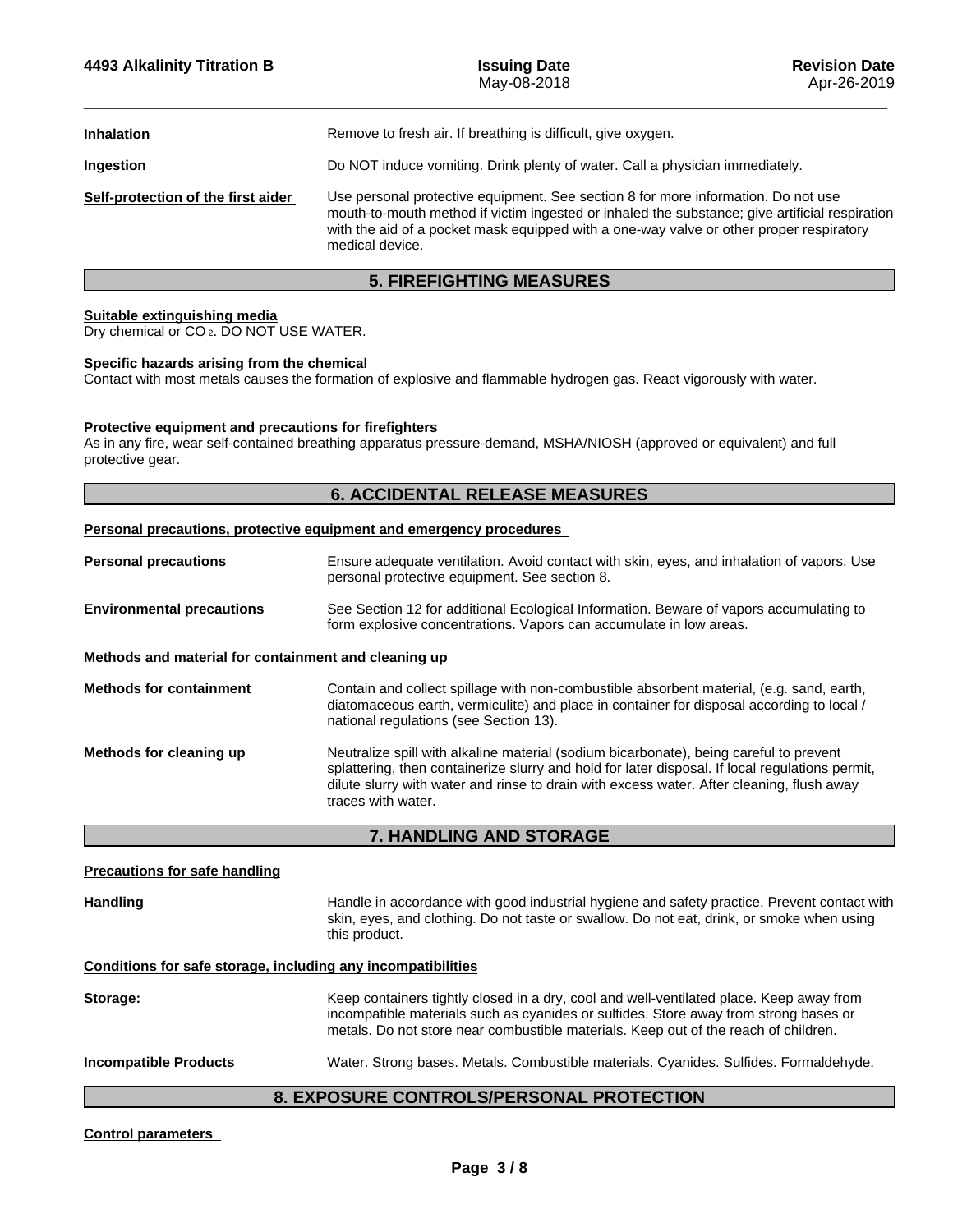| | |
|---|---|
| **Inhalation** | Remove to fresh air. If breathing is difficult, give oxygen. |
| **Ingestion** | Do NOT induce vomiting. Drink plenty of water. Call a physician immediately. |
| **Self-protection of the first aider** | Use personal protective equipment. See section 8 for more information. Do not use mouth-to-mouth method if victim ingested or inhaled the substance; give artificial respiration with the aid of a pocket mask equipped with a one-way valve or other proper respiratory medical device. |

## 5. FIREFIGHTING MEASURES

**Suitable extinguishing media**
Dry chemical or $CO_2$. DO NOT USE WATER.

**Specific hazards arising from the chemical**
Contact with most metals causes the formation of explosive and flammable hydrogen gas. React vigorously with water.

**Protective equipment and precautions for firefighters**
As in any fire, wear self-contained breathing apparatus pressure-demand, MSHA/NIOSH (approved or equivalent) and full protective gear.

## 6. ACCIDENTAL RELEASE MEASURES

**Personal precautions, protective equipment and emergency procedures**

| | |
|---|---|
| **Personal precautions** | Ensure adequate ventilation. Avoid contact with skin, eyes, and inhalation of vapors. Use personal protective equipment. See section 8. |
| **Environmental precautions** | See Section 12 for additional Ecological Information. Beware of vapors accumulating to form explosive concentrations. Vapors can accumulate in low areas. |

**Methods and material for containment and cleaning up**

| | |
|---|---|
| **Methods for containment** | Contain and collect spillage with non-combustible absorbent material, (e.g. sand, earth, diatomaceous earth, vermiculite) and place in container for disposal according to local / national regulations (see Section 13). |
| **Methods for cleaning up** | Neutralize spill with alkaline material (sodium bicarbonate), being careful to prevent splattering, then containerize slurry and hold for later disposal. If local regulations permit, dilute slurry with water and rinse to drain with excess water. After cleaning, flush away traces with water. |

## 7. HANDLING AND STORAGE

**Precautions for safe handling**

| | |
|---|---|
| **Handling** | Handle in accordance with good industrial hygiene and safety practice. Prevent contact with skin, eyes, and clothing. Do not taste or swallow. Do not eat, drink, or smoke when using this product. |

**Conditions for safe storage, including any incompatibilities**

| | |
|---|---|
| **Storage:** | Keep containers tightly closed in a dry, cool and well-ventilated place. Keep away from incompatible materials such as cyanides or sulfides. Store away from strong bases or metals. Do not store near combustible materials. Keep out of the reach of children. |
| **Incompatible Products** | Water. Strong bases. Metals. Combustible materials. Cyanides. Sulfides. Formaldehyde. |

## 8. EXPOSURE CONTROLS/PERSONAL PROTECTION

**Control parameters**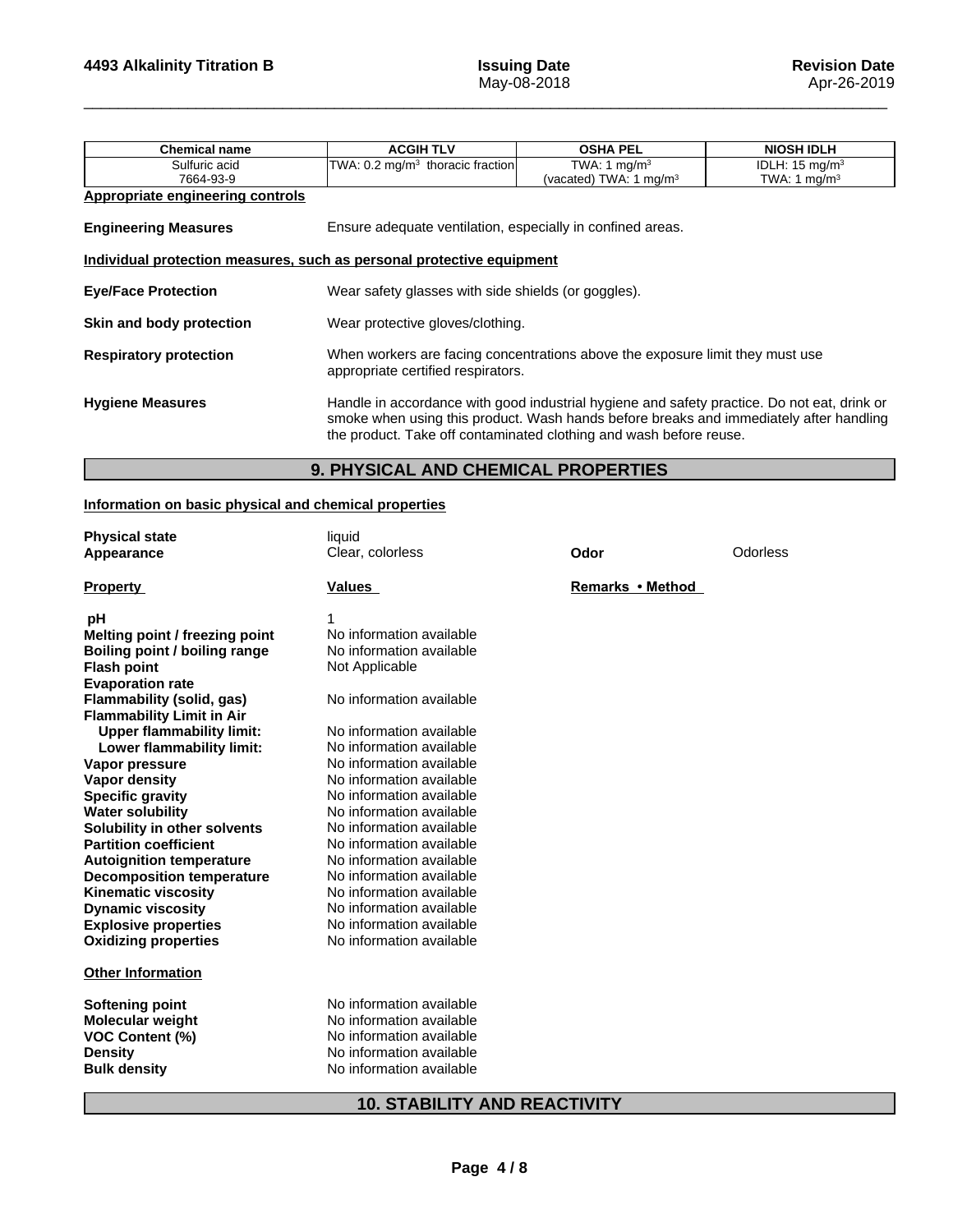| Chemical name | ACGIH TLV | OSHA PEL | NIOSH IDLH |
|---|---|---|---|
| Sulfuric acid<br>7664-93-9 | TWA: 0.2 $mg/m^3$ thoracic fraction | TWA: 1 $mg/m^3$<br>(vacated) TWA: 1 $mg/m^3$ | IDLH: 15 $mg/m^3$<br>TWA: 1 $mg/m^3$ |

**Appropriate engineering controls**

**Engineering Measures** Ensure adequate ventilation, especially in confined areas.

**Individual protection measures, such as personal protective equipment**

**Eye/Face Protection** Wear safety glasses with side shields (or goggles).

**Skin and body protection** Wear protective gloves/clothing.

**Respiratory protection** When workers are facing concentrations above the exposure limit they must use appropriate certified respirators.

**Hygiene Measures** Handle in accordance with good industrial hygiene and safety practice. Do not eat, drink or smoke when using this product. Wash hands before breaks and immediately after handling the product. Take off contaminated clothing and wash before reuse.

## 9. PHYSICAL AND CHEMICAL PROPERTIES

**Information on basic physical and chemical properties**

**Physical state** liquid
**Appearance** Clear, colorless **Odor** Odorless

| Property | Values | Remarks • Method |
|---|---|---|
| **pH** | 1 | |
| **Melting point / freezing point** | No information available | |
| **Boiling point / boiling range** | No information available | |
| **Flash point** | Not Applicable | |
| **Evaporation rate** | | |
| **Flammability (solid, gas)** | No information available | |
| **Flammability Limit in Air** | | |
| **Upper flammability limit:** | No information available | |
| **Lower flammability limit:** | No information available | |
| **Vapor pressure** | No information available | |
| **Vapor density** | No information available | |
| **Specific gravity** | No information available | |
| **Water solubility** | No information available | |
| **Solubility in other solvents** | No information available | |
| **Partition coefficient** | No information available | |
| **Autoignition temperature** | No information available | |
| **Decomposition temperature** | No information available | |
| **Kinematic viscosity** | No information available | |
| **Dynamic viscosity** | No information available | |
| **Explosive properties** | No information available | |
| **Oxidizing properties** | No information available | |

**Other Information**

| | |
|---|---|
| **Softening point** | No information available |
| **Molecular weight** | No information available |
| **VOC Content (%)** | No information available |
| **Density** | No information available |
| **Bulk density** | No information available |

## 10. STABILITY AND REACTIVITY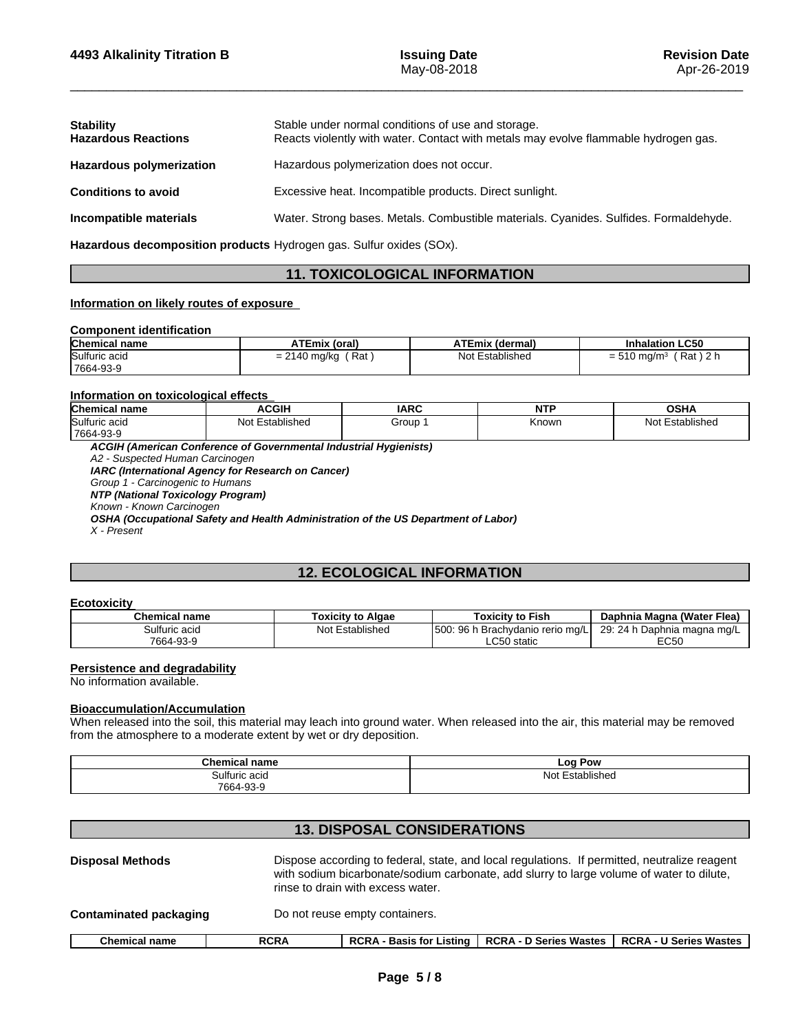| | |
|---|---|
| **Stability** | Stable under normal conditions of use and storage. |
| **Hazardous Reactions** | Reacts violently with water. Contact with metals may evolve flammable hydrogen gas. |
| **Hazardous polymerization** | Hazardous polymerization does not occur. |
| **Conditions to avoid** | Excessive heat. Incompatible products. Direct sunlight. |
| **Incompatible materials** | Water. Strong bases. Metals. Combustible materials. Cyanides. Sulfides. Formaldehyde. |
| **Hazardous decomposition products** | Hydrogen gas. Sulfur oxides (SOx). |

## 11. TOXICOLOGICAL INFORMATION

**Information on likely routes of exposure**

**Component identification**

| Chemical name | ATEmix (oral) | ATEmix (dermal) | Inhalation LC50 |
|---|---|---|---|
| Sulfuric acid<br>7664-93-9 | = 2140 mg/kg ( Rat ) | Not Established | = 510 mg/m³ ( Rat ) 2 h |

**Information on toxicological effects**

| Chemical name | ACGIH | IARC | NTP | OSHA |
|---|---|---|---|---|
| Sulfuric acid<br>7664-93-9 | Not Established | Group 1 | Known | Not Established |

***ACGIH (American Conference of Governmental Industrial Hygienists)***
*A2 - Suspected Human Carcinogen*
***IARC (International Agency for Research on Cancer)***
*Group 1 - Carcinogenic to Humans*
***NTP (National Toxicology Program)***
*Known - Known Carcinogen*
***OSHA (Occupational Safety and Health Administration of the US Department of Labor)***
*X - Present*

## 12. ECOLOGICAL INFORMATION

**Ecotoxicity**

| Chemical name | Toxicity to Algae | Toxicity to Fish | Daphnia Magna (Water Flea) |
|---|---|---|---|
| Sulfuric acid<br>7664-93-9 | Not Established | 500: 96 h Brachydanio rerio mg/L LC50 static | 29: 24 h Daphnia magna mg/L EC50 |

**Persistence and degradability**
No information available.

**Bioaccumulation/Accumulation**
When released into the soil, this material may leach into ground water. When released into the air, this material may be removed from the atmosphere to a moderate extent by wet or dry deposition.

| Chemical name | Log Pow |
|---|---|
| Sulfuric acid<br>7664-93-9 | Not Established |

## 13. DISPOSAL CONSIDERATIONS

| | |
|---|---|
| **Disposal Methods** | Dispose according to federal, state, and local regulations. If permitted, neutralize reagent with sodium bicarbonate/sodium carbonate, add slurry to large volume of water to dilute, rinse to drain with excess water. |
| **Contaminated packaging** | Do not reuse empty containers. |

| Chemical name | RCRA | RCRA - Basis for Listing | RCRA - D Series Wastes | RCRA - U Series Wastes |
|---|---|---|---|---|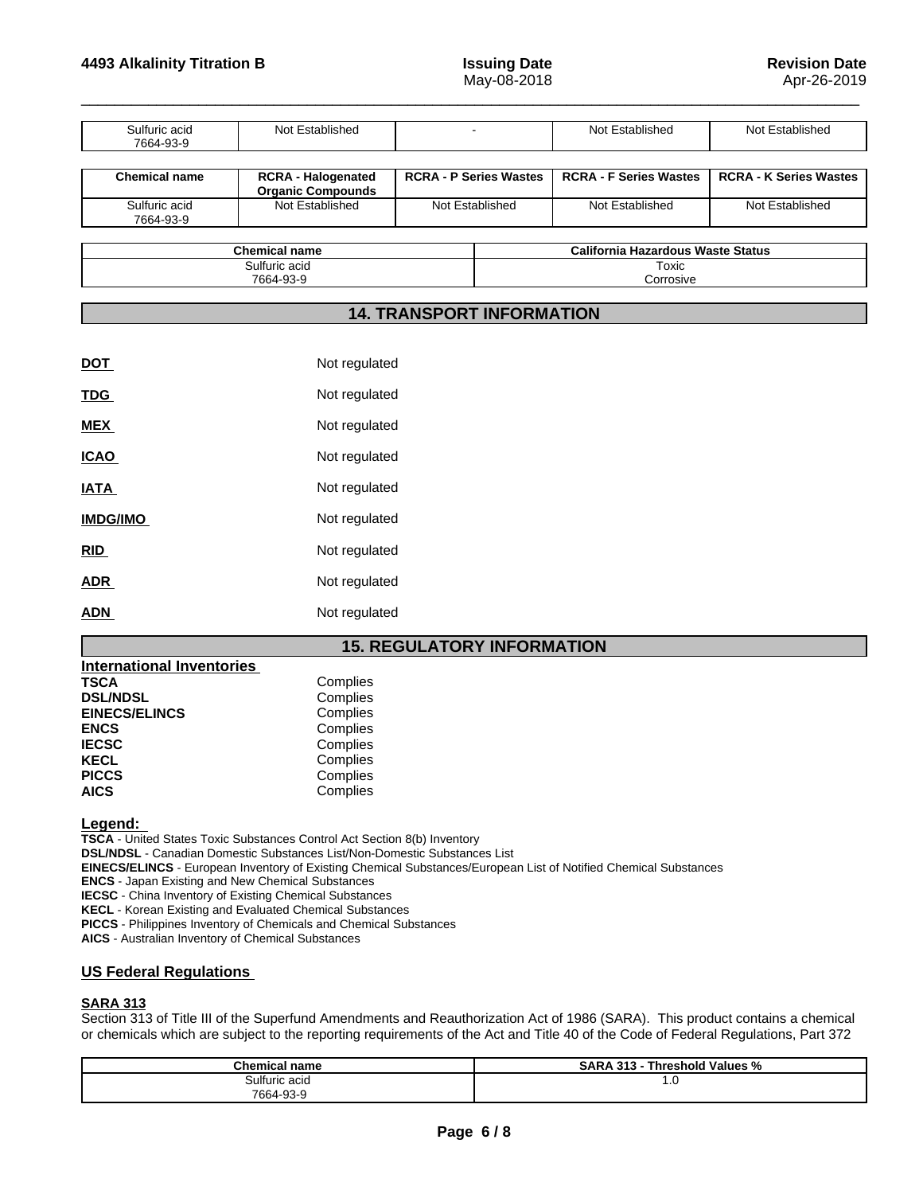| Sulfuric acid 7664-93-9 | Not Established | - | Not Established | Not Established |
|---|---|---|---|---|

| Chemical name | RCRA - Halogenated Organic Compounds | RCRA - P Series Wastes | RCRA - F Series Wastes | RCRA - K Series Wastes |
|---|---|---|---|---|
| Sulfuric acid 7664-93-9 | Not Established | Not Established | Not Established | Not Established |

| Chemical name | California Hazardous Waste Status |
|---|---|
| Sulfuric acid 7664-93-9 | Toxic Corrosive |

## 14. TRANSPORT INFORMATION

| | |
|---|---|
| **DOT** | Not regulated |
| **TDG** | Not regulated |
| **MEX** | Not regulated |
| **ICAO** | Not regulated |
| **IATA** | Not regulated |
| **IMDG/IMO** | Not regulated |
| **RID** | Not regulated |
| **ADR** | Not regulated |
| **ADN** | Not regulated |

## 15. REGULATORY INFORMATION

**International Inventories**

| | |
|---|---|
| **TSCA** | Complies |
| **DSL/NDSL** | Complies |
| **EINECS/ELINCS** | Complies |
| **ENCS** | Complies |
| **IECSC** | Complies |
| **KECL** | Complies |
| **PICCS** | Complies |
| **AICS** | Complies |

**Legend:**

**TSCA** - United States Toxic Substances Control Act Section 8(b) Inventory
**DSL/NDSL** - Canadian Domestic Substances List/Non-Domestic Substances List
**EINECS/ELINCS** - European Inventory of Existing Chemical Substances/European List of Notified Chemical Substances
**ENCS** - Japan Existing and New Chemical Substances
**IECSC** - China Inventory of Existing Chemical Substances
**KECL** - Korean Existing and Evaluated Chemical Substances
**PICCS** - Philippines Inventory of Chemicals and Chemical Substances
**AICS** - Australian Inventory of Chemical Substances

### US Federal Regulations

**SARA 313**

Section 313 of Title III of the Superfund Amendments and Reauthorization Act of 1986 (SARA). This product contains a chemical or chemicals which are subject to the reporting requirements of the Act and Title 40 of the Code of Federal Regulations, Part 372

| Chemical name | SARA 313 - Threshold Values % |
|---|---|
| Sulfuric acid 7664-93-9 | 1.0 |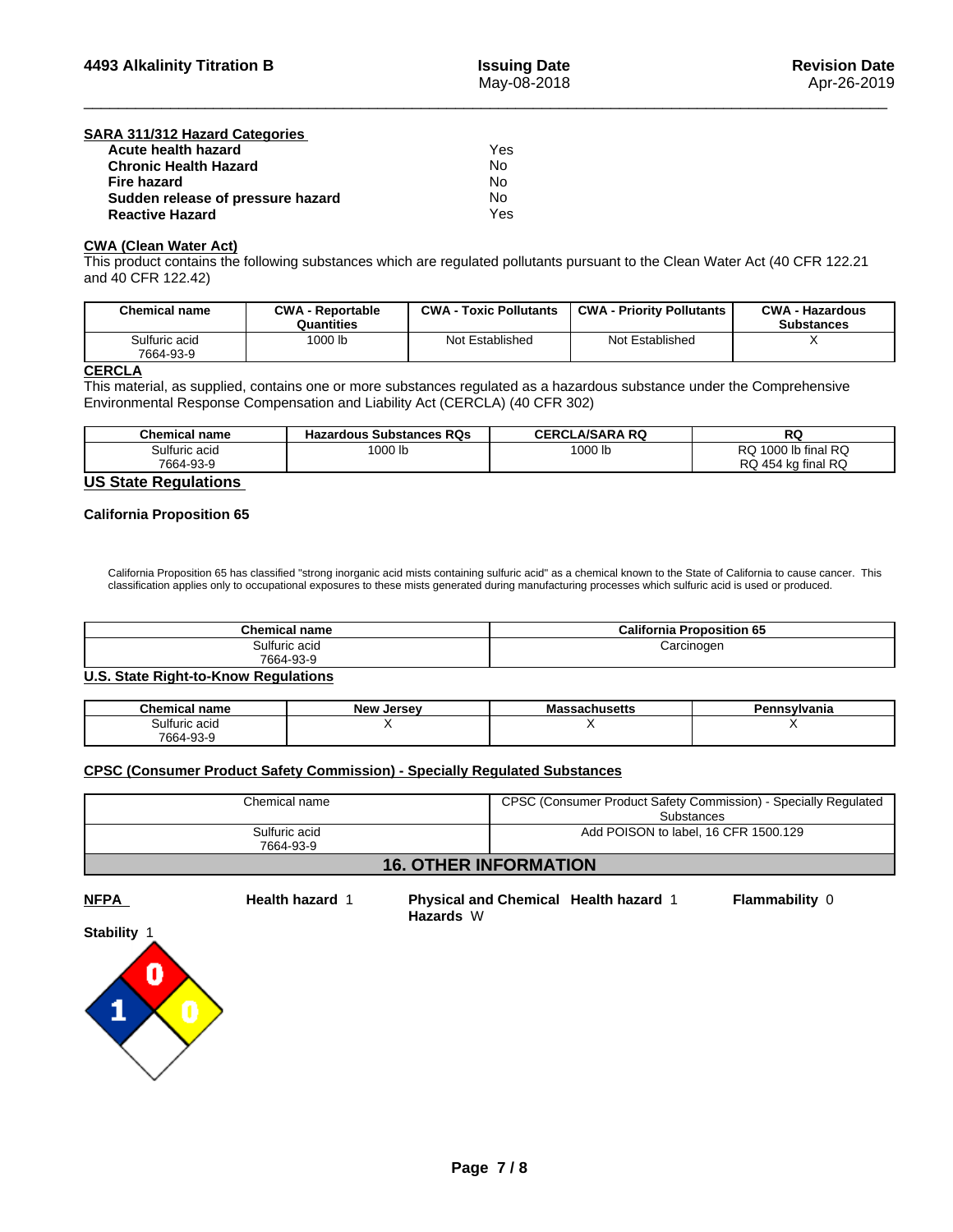**SARA 311/312 Hazard Categories**

| | |
|---|---|
| **Acute health hazard** | Yes |
| **Chronic Health Hazard** | No |
| **Fire hazard** | No |
| **Sudden release of pressure hazard** | No |
| **Reactive Hazard** | Yes |

**CWA (Clean Water Act)**

This product contains the following substances which are regulated pollutants pursuant to the Clean Water Act (40 CFR 122.21 and 40 CFR 122.42)

| Chemical name | CWA - Reportable Quantities | CWA - Toxic Pollutants | CWA - Priority Pollutants | CWA - Hazardous Substances |
|---|---|---|---|---|
| Sulfuric acid 7664-93-9 | 1000 lb | Not Established | Not Established | X |

**CERCLA**

This material, as supplied, contains one or more substances regulated as a hazardous substance under the Comprehensive Environmental Response Compensation and Liability Act (CERCLA) (40 CFR 302)

| Chemical name | Hazardous Substances RQs | CERCLA/SARA RQ | RQ |
|---|---|---|---|
| Sulfuric acid 7664-93-9 | 1000 lb | 1000 lb | RQ 1000 lb final RQ RQ 454 kg final RQ |

## US State Regulations

**California Proposition 65**

California Proposition 65 has classified "strong inorganic acid mists containing sulfuric acid" as a chemical known to the State of California to cause cancer. This classification applies only to occupational exposures to these mists generated during manufacturing processes which sulfuric acid is used or produced.

| Chemical name | California Proposition 65 |
|---|---|
| Sulfuric acid 7664-93-9 | Carcinogen |

**U.S. State Right-to-Know Regulations**

| Chemical name | New Jersey | Massachusetts | Pennsylvania |
|---|---|---|---|
| Sulfuric acid 7664-93-9 | X | X | X |

**CPSC (Consumer Product Safety Commission) - Specially Regulated Substances**

| Chemical name | CPSC (Consumer Product Safety Commission) - Specially Regulated Substances |
|---|---|
| Sulfuric acid 7664-93-9 | Add POISON to label, 16 CFR 1500.129 |

## 16. OTHER INFORMATION

**NFPA** **Health hazard** 1 **Flammability** 0 **Stability** 1 **Physical and Chemical Hazards** W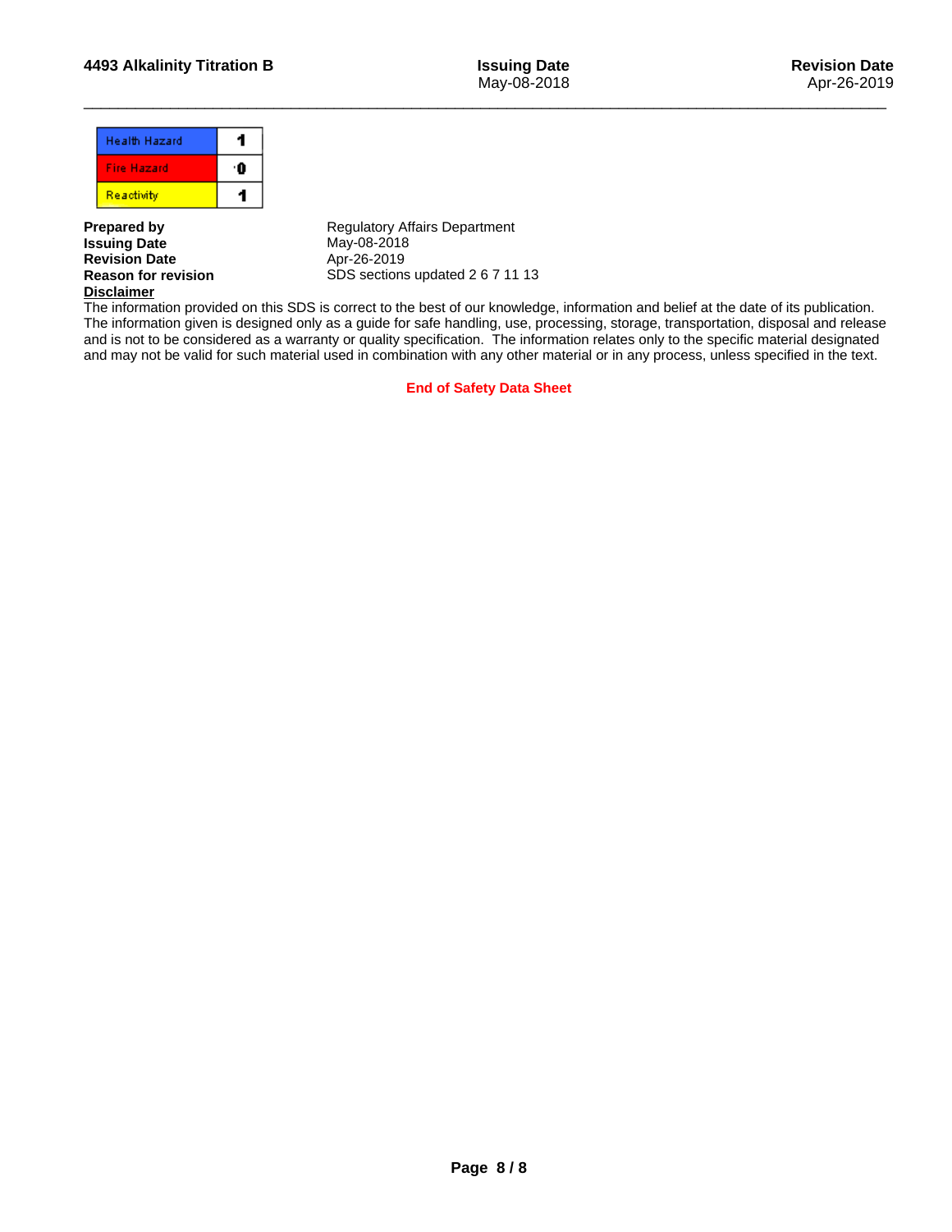| | |
|---|---|
| Health Hazard | 1 |
| Fire Hazard | 0 |
| Reactivity | 1 |

**Prepared by** Regulatory Affairs Department
**Issuing Date** May-08-2018
**Revision Date** Apr-26-2019
**Reason for revision** SDS sections updated 2 6 7 11 13

**Disclaimer**

The information provided on this SDS is correct to the best of our knowledge, information and belief at the date of its publication. The information given is designed only as a guide for safe handling, use, processing, storage, transportation, disposal and release and is not to be considered as a warranty or quality specification. The information relates only to the specific material designated and may not be valid for such material used in combination with any other material or in any process, unless specified in the text.

**End of Safety Data Sheet**